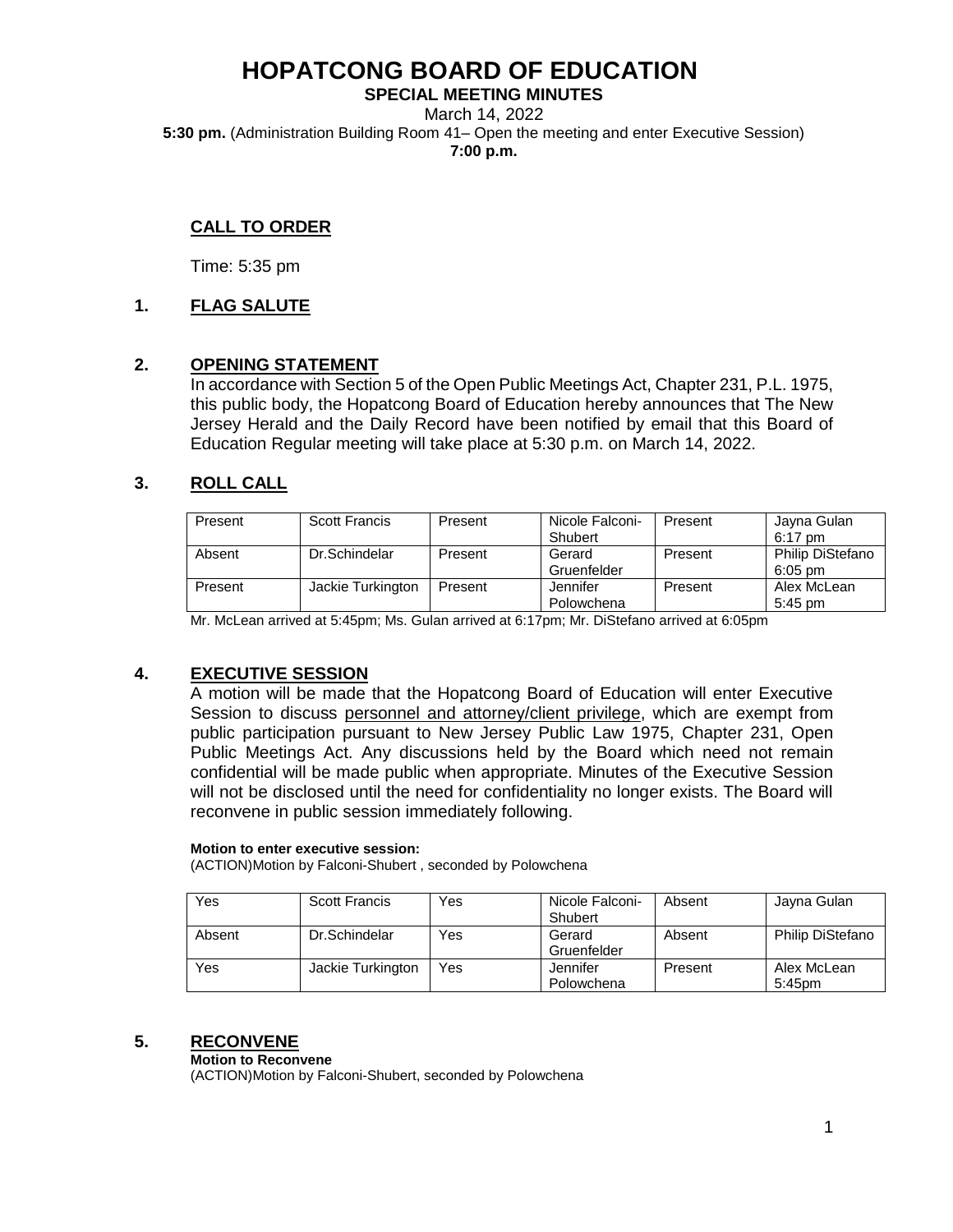# HOPATCONG BOARD OF EDUCATION

**SPECIAL MEETING MINUTES**

March 14, 2022

**5:30 pm.** (Administration Building Room 41– Open the meeting and enter Executive Session)

**7:00 p.m.**

## CALL TO ORDER

Time: 5:35 pm

## 1. FLAG SALUTE

## 2. OPENING STATEMENT

In accordance with Section 5 of the Open Public Meetings Act, Chapter 231, P.L. 1975, this public body, the Hopatcong Board of Education hereby announces that The New Jersey Herald and the Daily Record have been notified by email that this Board of Education Regular meeting will take place at 5:30 p.m. on March 14, 2022.

## 3. ROLL CALL

| Present | Scott Francis | Present | Nicole Falconi-Shubert | Present | Jayna Gulan 6:17 pm |
|---|---|---|---|---|---|
| Absent | Dr.Schindelar | Present | Gerard Gruenfelder | Present | Philip DiStefano 6:05 pm |
| Present | Jackie Turkington | Present | Jennifer Polowchena | Present | Alex McLean 5:45 pm |

Mr. McLean arrived at 5:45pm; Ms. Gulan arrived at 6:17pm; Mr. DiStefano arrived at 6:05pm

## 4. EXECUTIVE SESSION

A motion will be made that the Hopatcong Board of Education will enter Executive Session to discuss personnel and attorney/client privilege, which are exempt from public participation pursuant to New Jersey Public Law 1975, Chapter 231, Open Public Meetings Act. Any discussions held by the Board which need not remain confidential will be made public when appropriate. Minutes of the Executive Session will not be disclosed until the need for confidentiality no longer exists. The Board will reconvene in public session immediately following.

**Motion to enter executive session:**

(ACTION)Motion by Falconi-Shubert , seconded by Polowchena

| Yes | Scott Francis | Yes | Nicole Falconi-Shubert | Absent | Jayna Gulan |
|---|---|---|---|---|---|
| Absent | Dr.Schindelar | Yes | Gerard Gruenfelder | Absent | Philip DiStefano |
| Yes | Jackie Turkington | Yes | Jennifer Polowchena | Present | Alex McLean 5:45pm |

## 5. RECONVENE

**Motion to Reconvene**

(ACTION)Motion by Falconi-Shubert, seconded by Polowchena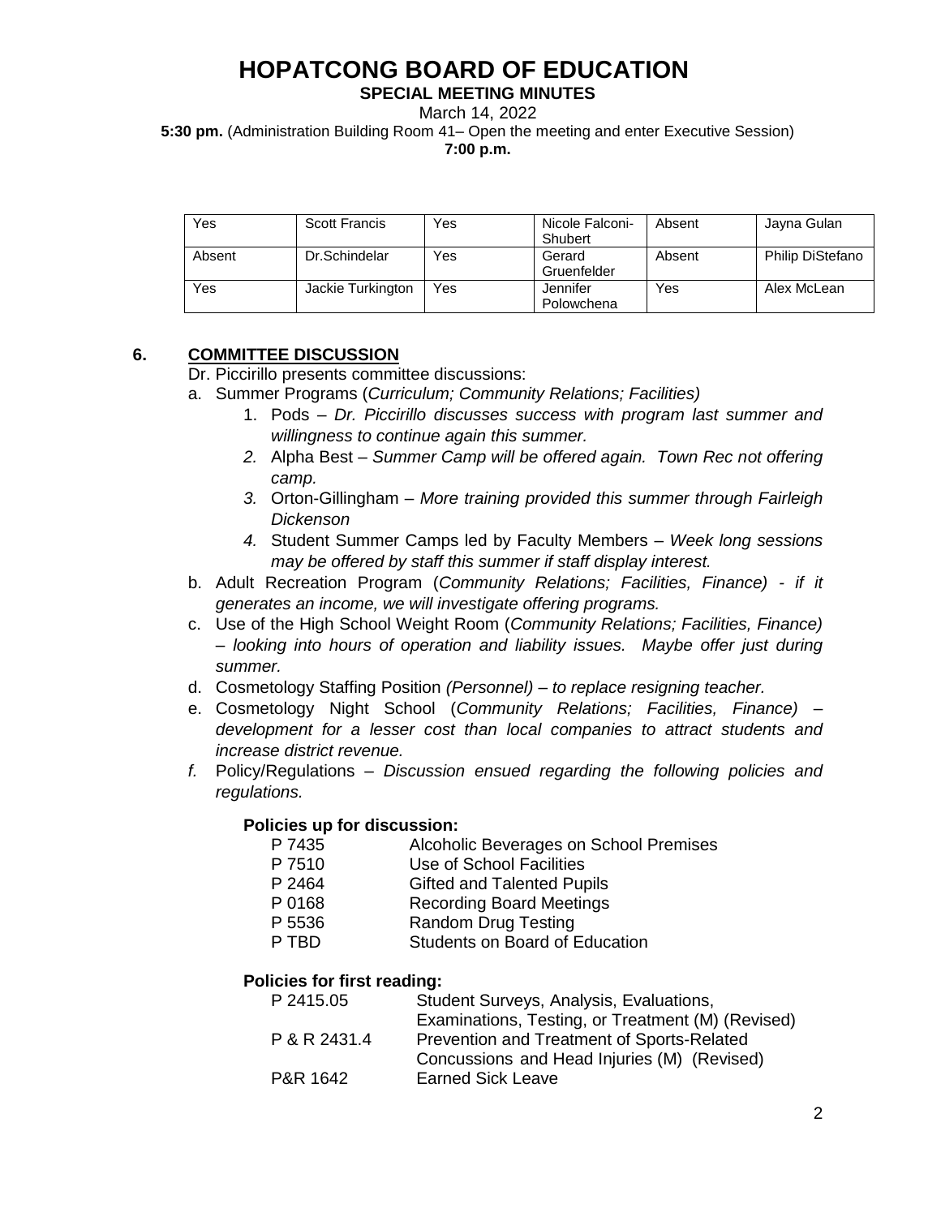# HOPATCONG BOARD OF EDUCATION

**SPECIAL MEETING MINUTES**

March 14, 2022

**5:30 pm.** (Administration Building Room 41– Open the meeting and enter Executive Session)

**7:00 p.m.**

| Yes | Scott Francis | Yes | Nicole Falconi-Shubert | Absent | Jayna Gulan |
|---|---|---|---|---|---|
| Absent | Dr.Schindelar | Yes | Gerard Gruenfelder | Absent | Philip DiStefano |
| Yes | Jackie Turkington | Yes | Jennifer Polowchena | Yes | Alex McLean |

## 6. COMMITTEE DISCUSSION

Dr. Piccirillo presents committee discussions:

a. Summer Programs (*Curriculum; Community Relations; Facilities)*

1. Pods – *Dr. Piccirillo discusses success with program last summer and willingness to continue again this summer.*
2. Alpha Best – *Summer Camp will be offered again. Town Rec not offering camp.*
3. Orton-Gillingham – *More training provided this summer through Fairleigh Dickenson*
4. Student Summer Camps led by Faculty Members – *Week long sessions may be offered by staff this summer if staff display interest.*

b. Adult Recreation Program (*Community Relations; Facilities, Finance) - if it generates an income, we will investigate offering programs.*

c. Use of the High School Weight Room (*Community Relations; Facilities, Finance) – looking into hours of operation and liability issues. Maybe offer just during summer.*

d. Cosmetology Staffing Position *(Personnel) – to replace resigning teacher.*

e. Cosmetology Night School (*Community Relations; Facilities, Finance) – development for a lesser cost than local companies to attract students and increase district revenue.*

f. Policy/Regulations – *Discussion ensued regarding the following policies and regulations.*

**Policies up for discussion:**

| | |
|---|---|
| P 7435 | Alcoholic Beverages on School Premises |
| P 7510 | Use of School Facilities |
| P 2464 | Gifted and Talented Pupils |
| P 0168 | Recording Board Meetings |
| P 5536 | Random Drug Testing |
| P TBD | Students on Board of Education |

**Policies for first reading:**

| | |
|---|---|
| P 2415.05 | Student Surveys, Analysis, Evaluations, Examinations, Testing, or Treatment (M) (Revised) |
| P & R 2431.4 | Prevention and Treatment of Sports-Related Concussions and Head Injuries (M) (Revised) |
| P&R 1642 | Earned Sick Leave |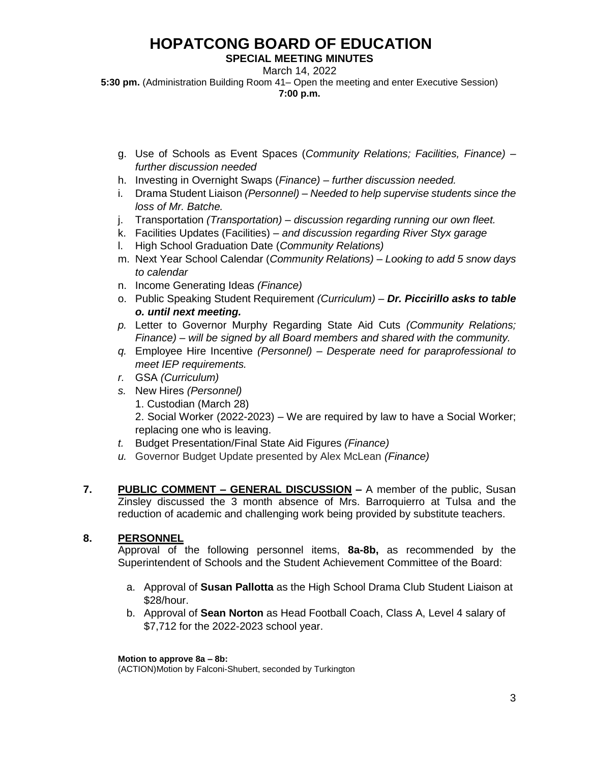# HOPATCONG BOARD OF EDUCATION

**SPECIAL MEETING MINUTES**

March 14, 2022

**5:30 pm.** (Administration Building Room 41– Open the meeting and enter Executive Session)

**7:00 p.m.**

g. Use of Schools as Event Spaces (*Community Relations; Facilities, Finance) – further discussion needed*
h. Investing in Overnight Swaps (*Finance) – further discussion needed.*
i. Drama Student Liaison *(Personnel) – Needed to help supervise students since the loss of Mr. Batche.*
j. Transportation *(Transportation) – discussion regarding running our own fleet.*
k. Facilities Updates (Facilities) – *and discussion regarding River Styx garage*
l. High School Graduation Date (*Community Relations)*
m. Next Year School Calendar (*Community Relations) – Looking to add 5 snow days to calendar*
n. Income Generating Ideas *(Finance)*
o. Public Speaking Student Requirement *(Curriculum) –* ***Dr. Piccirillo asks to table o. until next meeting.***
*p.* Letter to Governor Murphy Regarding State Aid Cuts *(Community Relations; Finance) – will be signed by all Board members and shared with the community.*
*q.* Employee Hire Incentive *(Personnel) – Desperate need for paraprofessional to meet IEP requirements.*
*r.* GSA *(Curriculum)*
*s.* New Hires *(Personnel)*
   1. Custodian (March 28)
   2. Social Worker (2022-2023) – We are required by law to have a Social Worker; replacing one who is leaving.
*t.* Budget Presentation/Final State Aid Figures *(Finance)*
*u.* Governor Budget Update presented by Alex McLean *(Finance)*

**7. PUBLIC COMMENT – GENERAL DISCUSSION –** A member of the public, Susan Zinsley discussed the 3 month absence of Mrs. Barroquierro at Tulsa and the reduction of academic and challenging work being provided by substitute teachers.

**8. PERSONNEL**

Approval of the following personnel items, **8a-8b,** as recommended by the Superintendent of Schools and the Student Achievement Committee of the Board:

a. Approval of **Susan Pallotta** as the High School Drama Club Student Liaison at $28/hour.
b. Approval of **Sean Norton** as Head Football Coach, Class A, Level 4 salary of $7,712 for the 2022-2023 school year.

**Motion to approve 8a – 8b:**
(ACTION)Motion by Falconi-Shubert, seconded by Turkington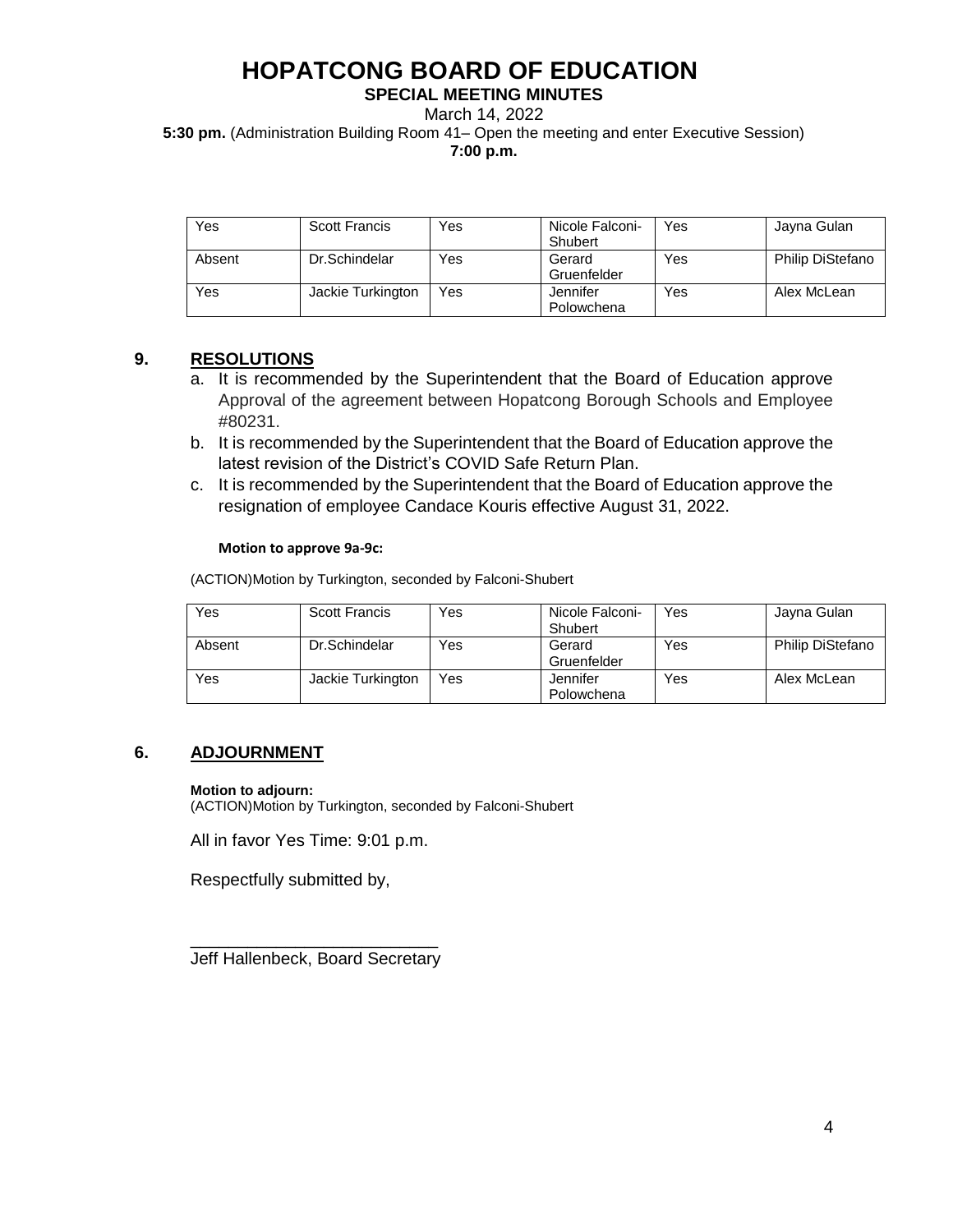# HOPATCONG BOARD OF EDUCATION

**SPECIAL MEETING MINUTES**

March 14, 2022

**5:30 pm.** (Administration Building Room 41– Open the meeting and enter Executive Session)

**7:00 p.m.**

| | | | | | |
|---|---|---|---|---|---|
| Yes | Scott Francis | Yes | Nicole Falconi-Shubert | Yes | Jayna Gulan |
| Absent | Dr.Schindelar | Yes | Gerard Gruenfelder | Yes | Philip DiStefano |
| Yes | Jackie Turkington | Yes | Jennifer Polowchena | Yes | Alex McLean |

## 9. RESOLUTIONS

a. It is recommended by the Superintendent that the Board of Education approve Approval of the agreement between Hopatcong Borough Schools and Employee #80231.
b. It is recommended by the Superintendent that the Board of Education approve the latest revision of the District's COVID Safe Return Plan.
c. It is recommended by the Superintendent that the Board of Education approve the resignation of employee Candace Kouris effective August 31, 2022.

**Motion to approve 9a-9c:**

(ACTION)Motion by Turkington, seconded by Falconi-Shubert

| | | | | | |
|---|---|---|---|---|---|
| Yes | Scott Francis | Yes | Nicole Falconi-Shubert | Yes | Jayna Gulan |
| Absent | Dr.Schindelar | Yes | Gerard Gruenfelder | Yes | Philip DiStefano |
| Yes | Jackie Turkington | Yes | Jennifer Polowchena | Yes | Alex McLean |

## 6. ADJOURNMENT

**Motion to adjourn:**
(ACTION)Motion by Turkington, seconded by Falconi-Shubert

All in favor Yes Time: 9:01 p.m.

Respectfully submitted by,

___________________________
Jeff Hallenbeck, Board Secretary